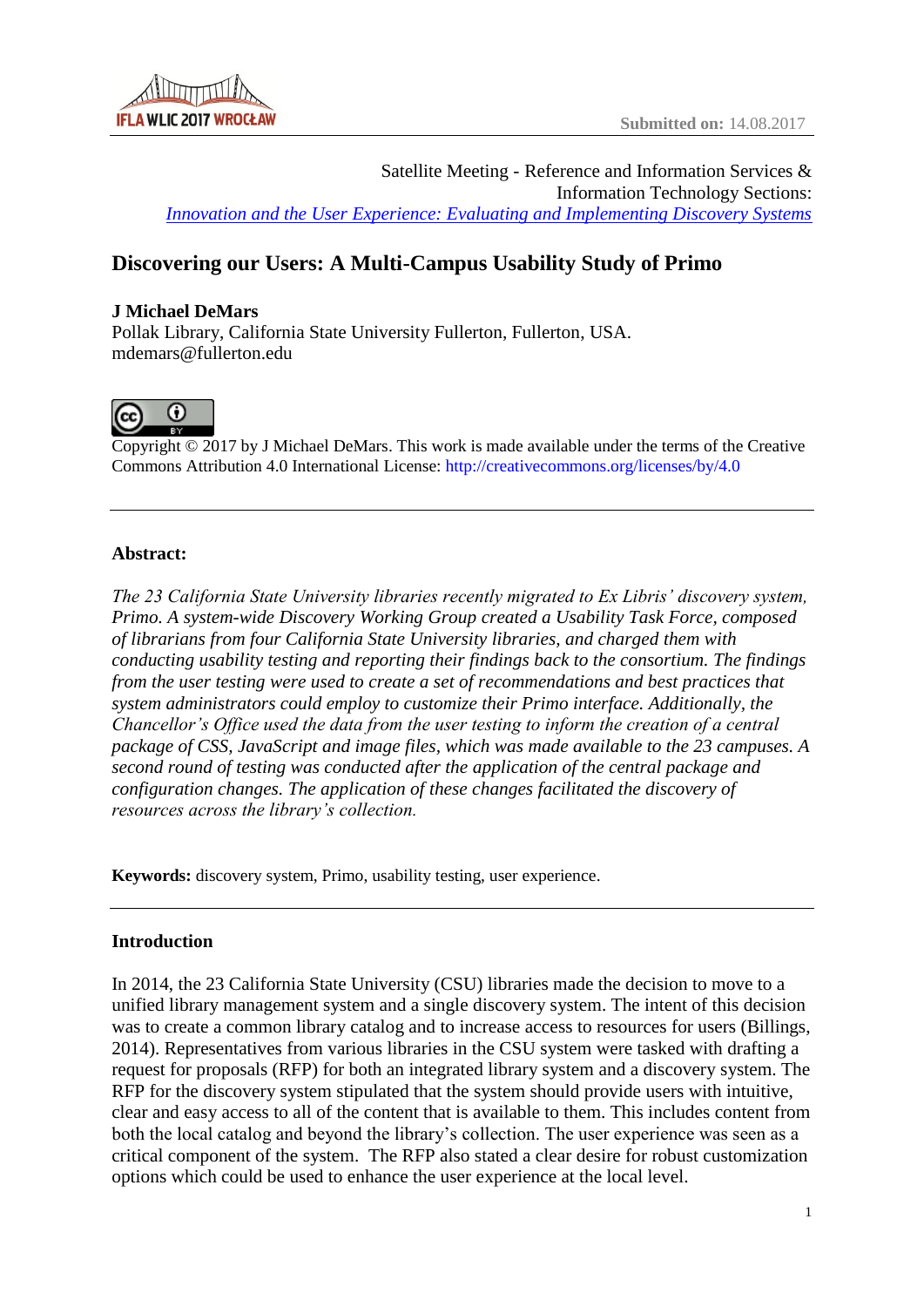Submitted on: 14.08.2017

Satellite Meeting - Reference and Information Services & Information Technology Sections:
*Innovation and the User Experience: Evaluating and Implementing Discovery Systems*

# Discovering our Users: A Multi-Campus Usability Study of Primo

**J Michael DeMars**
Pollak Library, California State University Fullerton, Fullerton, USA.
mdemars@fullerton.edu

Copyright © 2017 by J Michael DeMars. This work is made available under the terms of the Creative Commons Attribution 4.0 International License: http://creativecommons.org/licenses/by/4.0

---

**Abstract:**

*The 23 California State University libraries recently migrated to Ex Libris' discovery system, Primo. A system-wide Discovery Working Group created a Usability Task Force, composed of librarians from four California State University libraries, and charged them with conducting usability testing and reporting their findings back to the consortium. The findings from the user testing were used to create a set of recommendations and best practices that system administrators could employ to customize their Primo interface. Additionally, the Chancellor's Office used the data from the user testing to inform the creation of a central package of CSS, JavaScript and image files, which was made available to the 23 campuses. A second round of testing was conducted after the application of the central package and configuration changes. The application of these changes facilitated the discovery of resources across the library's collection.*

**Keywords:** discovery system, Primo, usability testing, user experience.

---

## Introduction

In 2014, the 23 California State University (CSU) libraries made the decision to move to a unified library management system and a single discovery system. The intent of this decision was to create a common library catalog and to increase access to resources for users (Billings, 2014). Representatives from various libraries in the CSU system were tasked with drafting a request for proposals (RFP) for both an integrated library system and a discovery system. The RFP for the discovery system stipulated that the system should provide users with intuitive, clear and easy access to all of the content that is available to them. This includes content from both the local catalog and beyond the library's collection. The user experience was seen as a critical component of the system. The RFP also stated a clear desire for robust customization options which could be used to enhance the user experience at the local level.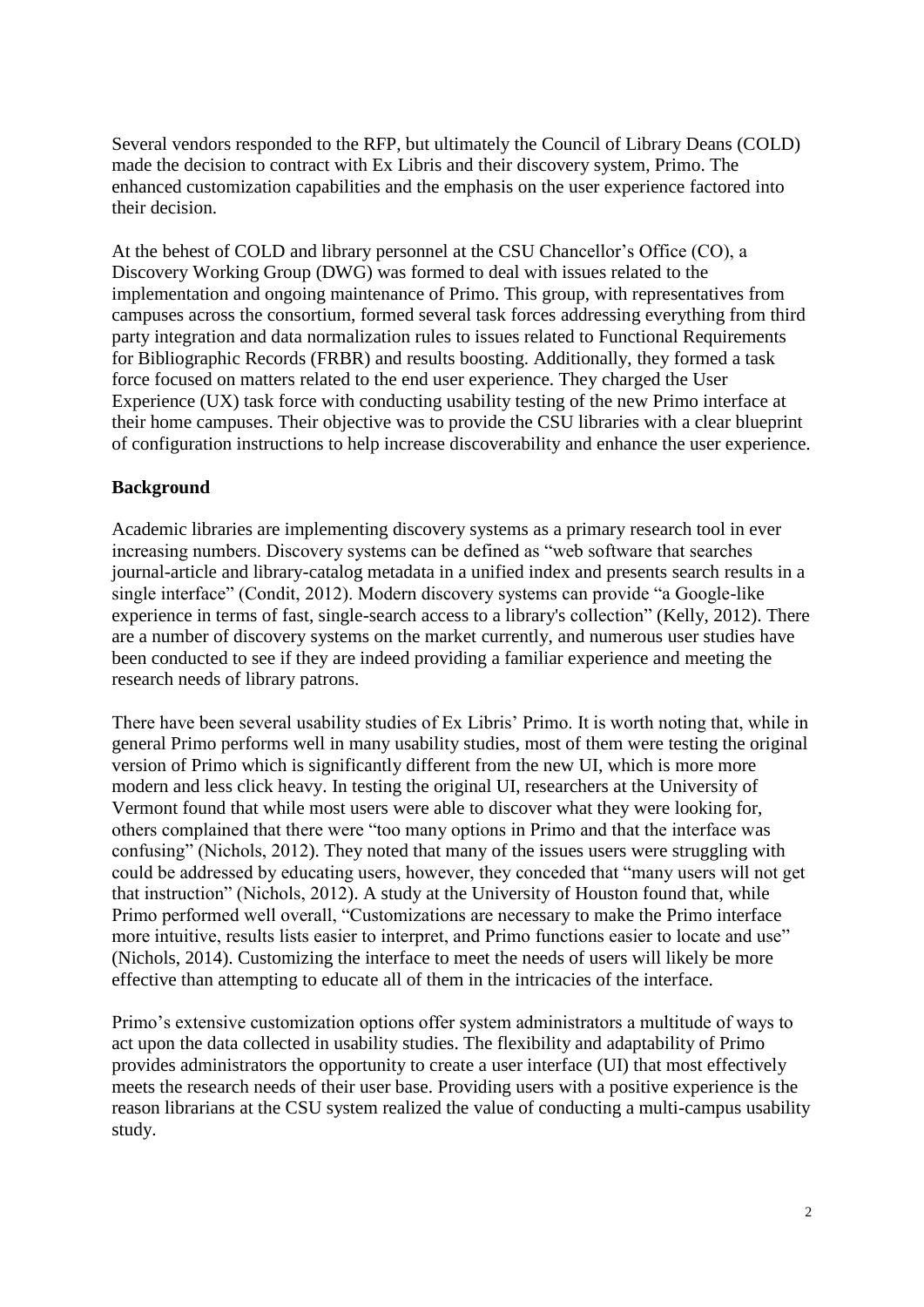Several vendors responded to the RFP, but ultimately the Council of Library Deans (COLD) made the decision to contract with Ex Libris and their discovery system, Primo. The enhanced customization capabilities and the emphasis on the user experience factored into their decision.

At the behest of COLD and library personnel at the CSU Chancellor's Office (CO), a Discovery Working Group (DWG) was formed to deal with issues related to the implementation and ongoing maintenance of Primo. This group, with representatives from campuses across the consortium, formed several task forces addressing everything from third party integration and data normalization rules to issues related to Functional Requirements for Bibliographic Records (FRBR) and results boosting. Additionally, they formed a task force focused on matters related to the end user experience. They charged the User Experience (UX) task force with conducting usability testing of the new Primo interface at their home campuses. Their objective was to provide the CSU libraries with a clear blueprint of configuration instructions to help increase discoverability and enhance the user experience.

**Background**

Academic libraries are implementing discovery systems as a primary research tool in ever increasing numbers. Discovery systems can be defined as "web software that searches journal-article and library-catalog metadata in a unified index and presents search results in a single interface" (Condit, 2012). Modern discovery systems can provide "a Google-like experience in terms of fast, single-search access to a library's collection" (Kelly, 2012). There are a number of discovery systems on the market currently, and numerous user studies have been conducted to see if they are indeed providing a familiar experience and meeting the research needs of library patrons.

There have been several usability studies of Ex Libris' Primo. It is worth noting that, while in general Primo performs well in many usability studies, most of them were testing the original version of Primo which is significantly different from the new UI, which is more more modern and less click heavy. In testing the original UI, researchers at the University of Vermont found that while most users were able to discover what they were looking for, others complained that there were "too many options in Primo and that the interface was confusing" (Nichols, 2012). They noted that many of the issues users were struggling with could be addressed by educating users, however, they conceded that "many users will not get that instruction" (Nichols, 2012). A study at the University of Houston found that, while Primo performed well overall, "Customizations are necessary to make the Primo interface more intuitive, results lists easier to interpret, and Primo functions easier to locate and use" (Nichols, 2014). Customizing the interface to meet the needs of users will likely be more effective than attempting to educate all of them in the intricacies of the interface.

Primo's extensive customization options offer system administrators a multitude of ways to act upon the data collected in usability studies. The flexibility and adaptability of Primo provides administrators the opportunity to create a user interface (UI) that most effectively meets the research needs of their user base. Providing users with a positive experience is the reason librarians at the CSU system realized the value of conducting a multi-campus usability study.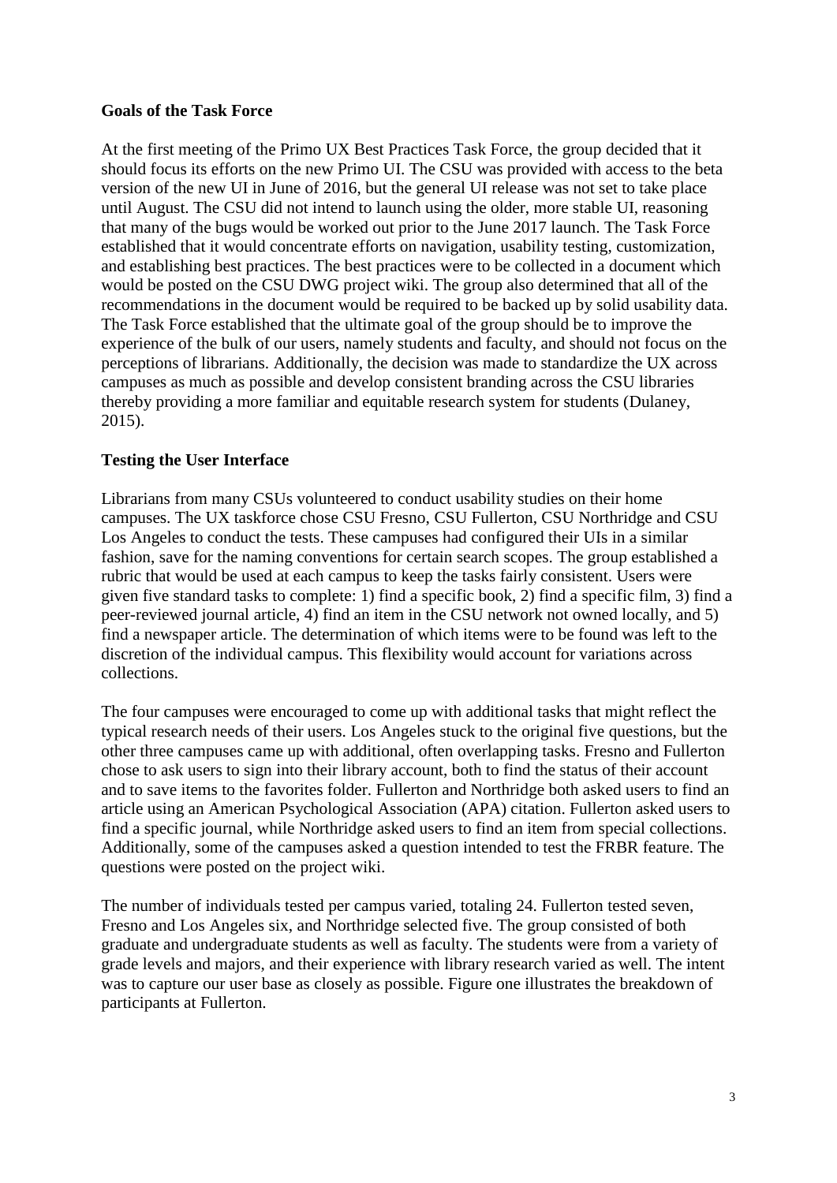**Goals of the Task Force**

At the first meeting of the Primo UX Best Practices Task Force, the group decided that it should focus its efforts on the new Primo UI. The CSU was provided with access to the beta version of the new UI in June of 2016, but the general UI release was not set to take place until August. The CSU did not intend to launch using the older, more stable UI, reasoning that many of the bugs would be worked out prior to the June 2017 launch. The Task Force established that it would concentrate efforts on navigation, usability testing, customization, and establishing best practices. The best practices were to be collected in a document which would be posted on the CSU DWG project wiki. The group also determined that all of the recommendations in the document would be required to be backed up by solid usability data. The Task Force established that the ultimate goal of the group should be to improve the experience of the bulk of our users, namely students and faculty, and should not focus on the perceptions of librarians. Additionally, the decision was made to standardize the UX across campuses as much as possible and develop consistent branding across the CSU libraries thereby providing a more familiar and equitable research system for students (Dulaney, 2015).

**Testing the User Interface**

Librarians from many CSUs volunteered to conduct usability studies on their home campuses. The UX taskforce chose CSU Fresno, CSU Fullerton, CSU Northridge and CSU Los Angeles to conduct the tests. These campuses had configured their UIs in a similar fashion, save for the naming conventions for certain search scopes. The group established a rubric that would be used at each campus to keep the tasks fairly consistent. Users were given five standard tasks to complete: 1) find a specific book, 2) find a specific film, 3) find a peer-reviewed journal article, 4) find an item in the CSU network not owned locally, and 5) find a newspaper article. The determination of which items were to be found was left to the discretion of the individual campus. This flexibility would account for variations across collections.

The four campuses were encouraged to come up with additional tasks that might reflect the typical research needs of their users. Los Angeles stuck to the original five questions, but the other three campuses came up with additional, often overlapping tasks. Fresno and Fullerton chose to ask users to sign into their library account, both to find the status of their account and to save items to the favorites folder. Fullerton and Northridge both asked users to find an article using an American Psychological Association (APA) citation. Fullerton asked users to find a specific journal, while Northridge asked users to find an item from special collections. Additionally, some of the campuses asked a question intended to test the FRBR feature. The questions were posted on the project wiki.

The number of individuals tested per campus varied, totaling 24. Fullerton tested seven, Fresno and Los Angeles six, and Northridge selected five. The group consisted of both graduate and undergraduate students as well as faculty. The students were from a variety of grade levels and majors, and their experience with library research varied as well. The intent was to capture our user base as closely as possible. Figure one illustrates the breakdown of participants at Fullerton.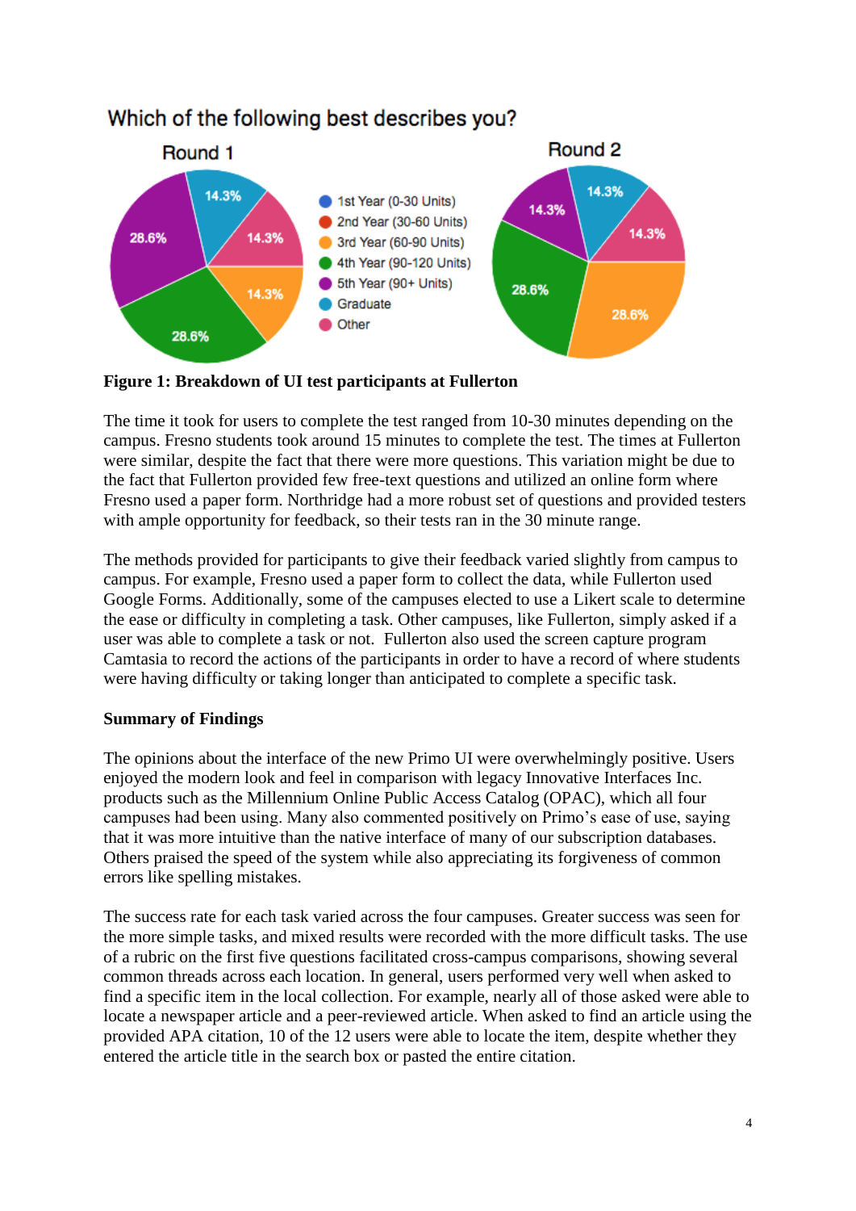Which of the following best describes you?

Round 1 | Round 2

- 1st Year (0-30 Units)
- 2nd Year (30-60 Units)
- 3rd Year (60-90 Units)
- 4th Year (90-120 Units)
- 5th Year (90+ Units)
- Graduate
- Other

Round 1: 14.3%, 14.3%, 14.3%, 28.6%, 28.6%

Round 2: 14.3%, 14.3%, 14.3%, 28.6%, 28.6%

**Figure 1: Breakdown of UI test participants at Fullerton**

The time it took for users to complete the test ranged from 10-30 minutes depending on the campus. Fresno students took around 15 minutes to complete the test. The times at Fullerton were similar, despite the fact that there were more questions. This variation might be due to the fact that Fullerton provided few free-text questions and utilized an online form where Fresno used a paper form. Northridge had a more robust set of questions and provided testers with ample opportunity for feedback, so their tests ran in the 30 minute range.

The methods provided for participants to give their feedback varied slightly from campus to campus. For example, Fresno used a paper form to collect the data, while Fullerton used Google Forms. Additionally, some of the campuses elected to use a Likert scale to determine the ease or difficulty in completing a task. Other campuses, like Fullerton, simply asked if a user was able to complete a task or not. Fullerton also used the screen capture program Camtasia to record the actions of the participants in order to have a record of where students were having difficulty or taking longer than anticipated to complete a specific task.

**Summary of Findings**

The opinions about the interface of the new Primo UI were overwhelmingly positive. Users enjoyed the modern look and feel in comparison with legacy Innovative Interfaces Inc. products such as the Millennium Online Public Access Catalog (OPAC), which all four campuses had been using. Many also commented positively on Primo's ease of use, saying that it was more intuitive than the native interface of many of our subscription databases. Others praised the speed of the system while also appreciating its forgiveness of common errors like spelling mistakes.

The success rate for each task varied across the four campuses. Greater success was seen for the more simple tasks, and mixed results were recorded with the more difficult tasks. The use of a rubric on the first five questions facilitated cross-campus comparisons, showing several common threads across each location. In general, users performed very well when asked to find a specific item in the local collection. For example, nearly all of those asked were able to locate a newspaper article and a peer-reviewed article. When asked to find an article using the provided APA citation, 10 of the 12 users were able to locate the item, despite whether they entered the article title in the search box or pasted the entire citation.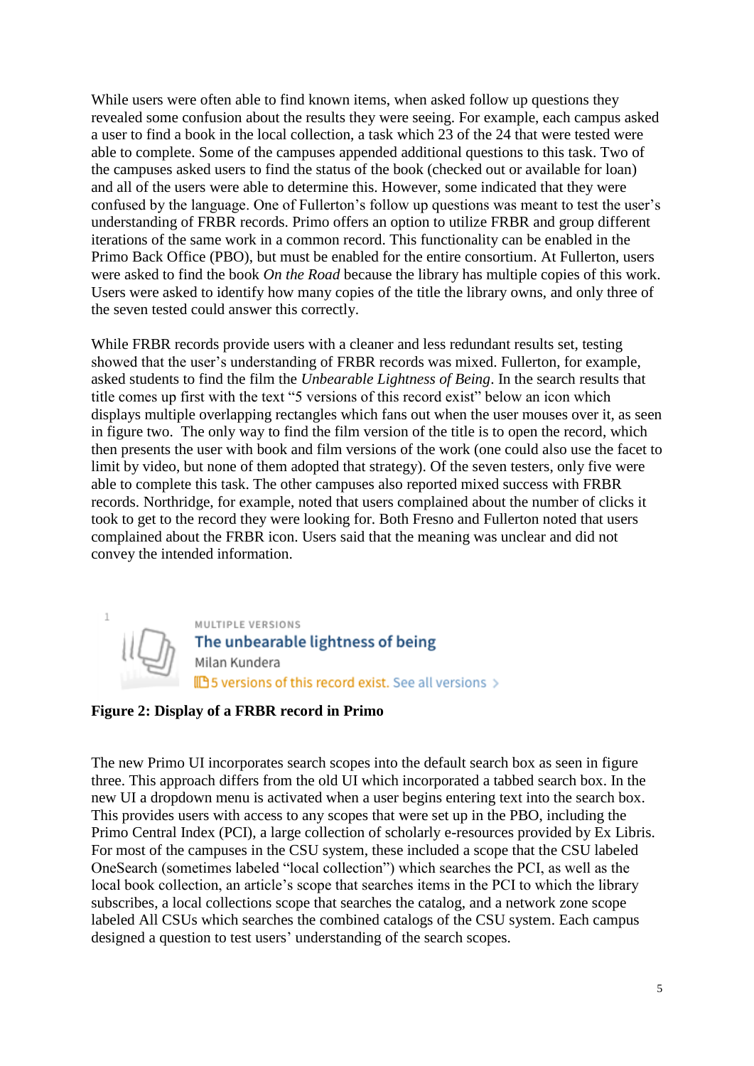While users were often able to find known items, when asked follow up questions they revealed some confusion about the results they were seeing. For example, each campus asked a user to find a book in the local collection, a task which 23 of the 24 that were tested were able to complete. Some of the campuses appended additional questions to this task. Two of the campuses asked users to find the status of the book (checked out or available for loan) and all of the users were able to determine this. However, some indicated that they were confused by the language. One of Fullerton's follow up questions was meant to test the user's understanding of FRBR records. Primo offers an option to utilize FRBR and group different iterations of the same work in a common record. This functionality can be enabled in the Primo Back Office (PBO), but must be enabled for the entire consortium. At Fullerton, users were asked to find the book *On the Road* because the library has multiple copies of this work. Users were asked to identify how many copies of the title the library owns, and only three of the seven tested could answer this correctly.

While FRBR records provide users with a cleaner and less redundant results set, testing showed that the user's understanding of FRBR records was mixed. Fullerton, for example, asked students to find the film the *Unbearable Lightness of Being*. In the search results that title comes up first with the text "5 versions of this record exist" below an icon which displays multiple overlapping rectangles which fans out when the user mouses over it, as seen in figure two. The only way to find the film version of the title is to open the record, which then presents the user with book and film versions of the work (one could also use the facet to limit by video, but none of them adopted that strategy). Of the seven testers, only five were able to complete this task. The other campuses also reported mixed success with FRBR records. Northridge, for example, noted that users complained about the number of clicks it took to get to the record they were looking for. Both Fresno and Fullerton noted that users complained about the FRBR icon. Users said that the meaning was unclear and did not convey the intended information.

**Figure 2: Display of a FRBR record in Primo**

The new Primo UI incorporates search scopes into the default search box as seen in figure three. This approach differs from the old UI which incorporated a tabbed search box. In the new UI a dropdown menu is activated when a user begins entering text into the search box. This provides users with access to any scopes that were set up in the PBO, including the Primo Central Index (PCI), a large collection of scholarly e-resources provided by Ex Libris. For most of the campuses in the CSU system, these included a scope that the CSU labeled OneSearch (sometimes labeled "local collection") which searches the PCI, as well as the local book collection, an article's scope that searches items in the PCI to which the library subscribes, a local collections scope that searches the catalog, and a network zone scope labeled All CSUs which searches the combined catalogs of the CSU system. Each campus designed a question to test users' understanding of the search scopes.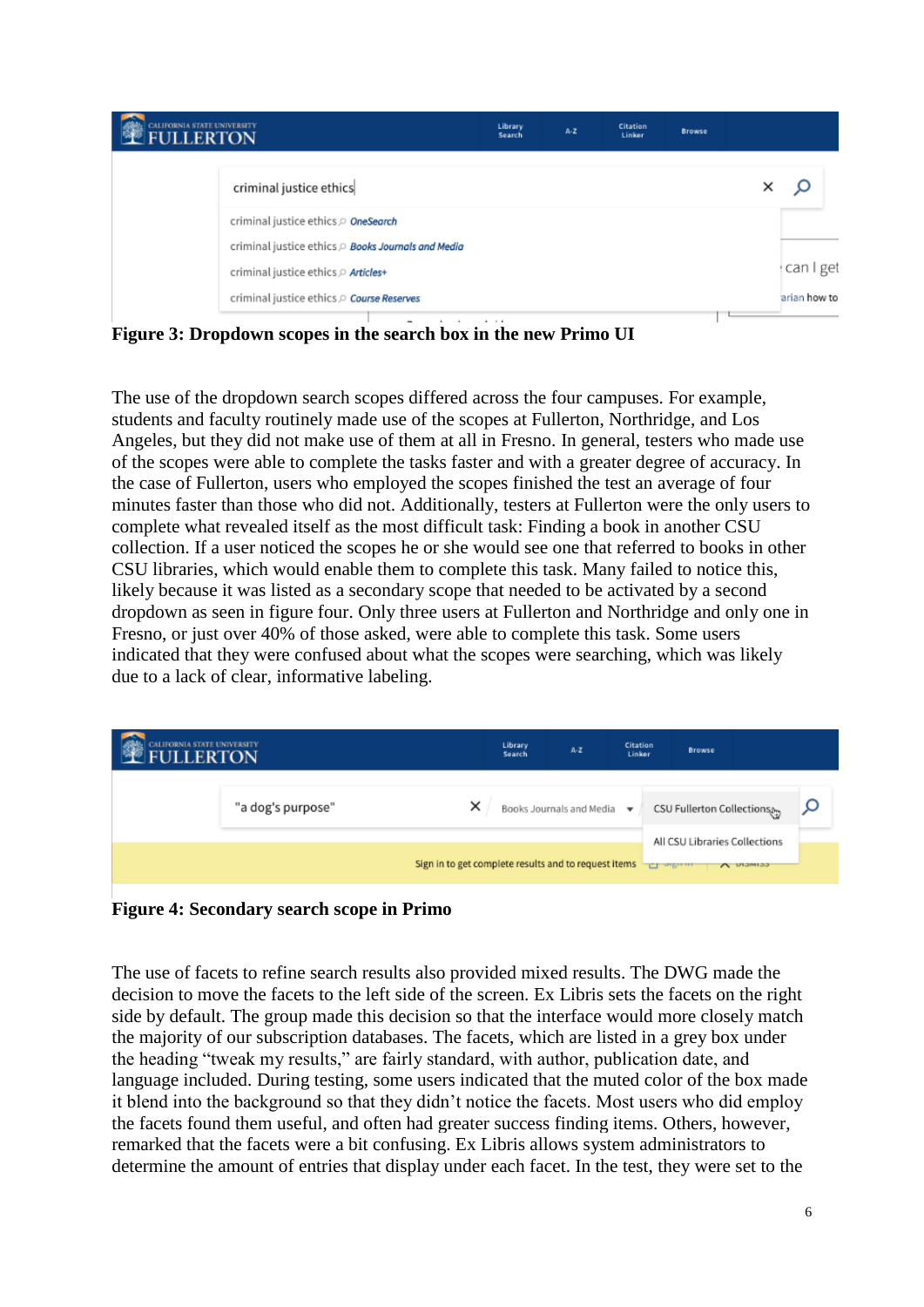**Figure 3: Dropdown scopes in the search box in the new Primo UI**

The use of the dropdown search scopes differed across the four campuses. For example, students and faculty routinely made use of the scopes at Fullerton, Northridge, and Los Angeles, but they did not make use of them at all in Fresno. In general, testers who made use of the scopes were able to complete the tasks faster and with a greater degree of accuracy. In the case of Fullerton, users who employed the scopes finished the test an average of four minutes faster than those who did not. Additionally, testers at Fullerton were the only users to complete what revealed itself as the most difficult task: Finding a book in another CSU collection. If a user noticed the scopes he or she would see one that referred to books in other CSU libraries, which would enable them to complete this task. Many failed to notice this, likely because it was listed as a secondary scope that needed to be activated by a second dropdown as seen in figure four. Only three users at Fullerton and Northridge and only one in Fresno, or just over 40% of those asked, were able to complete this task. Some users indicated that they were confused about what the scopes were searching, which was likely due to a lack of clear, informative labeling.

**Figure 4: Secondary search scope in Primo**

The use of facets to refine search results also provided mixed results. The DWG made the decision to move the facets to the left side of the screen. Ex Libris sets the facets on the right side by default. The group made this decision so that the interface would more closely match the majority of our subscription databases. The facets, which are listed in a grey box under the heading "tweak my results," are fairly standard, with author, publication date, and language included. During testing, some users indicated that the muted color of the box made it blend into the background so that they didn't notice the facets. Most users who did employ the facets found them useful, and often had greater success finding items. Others, however, remarked that the facets were a bit confusing. Ex Libris allows system administrators to determine the amount of entries that display under each facet. In the test, they were set to the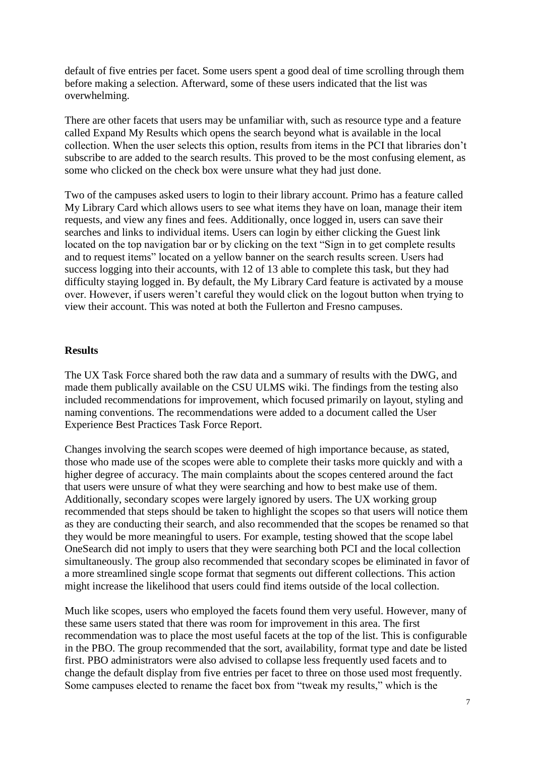default of five entries per facet. Some users spent a good deal of time scrolling through them before making a selection. Afterward, some of these users indicated that the list was overwhelming.

There are other facets that users may be unfamiliar with, such as resource type and a feature called Expand My Results which opens the search beyond what is available in the local collection. When the user selects this option, results from items in the PCI that libraries don't subscribe to are added to the search results. This proved to be the most confusing element, as some who clicked on the check box were unsure what they had just done.

Two of the campuses asked users to login to their library account. Primo has a feature called My Library Card which allows users to see what items they have on loan, manage their item requests, and view any fines and fees. Additionally, once logged in, users can save their searches and links to individual items. Users can login by either clicking the Guest link located on the top navigation bar or by clicking on the text "Sign in to get complete results and to request items" located on a yellow banner on the search results screen. Users had success logging into their accounts, with 12 of 13 able to complete this task, but they had difficulty staying logged in. By default, the My Library Card feature is activated by a mouse over. However, if users weren't careful they would click on the logout button when trying to view their account. This was noted at both the Fullerton and Fresno campuses.

## Results

The UX Task Force shared both the raw data and a summary of results with the DWG, and made them publically available on the CSU ULMS wiki. The findings from the testing also included recommendations for improvement, which focused primarily on layout, styling and naming conventions. The recommendations were added to a document called the User Experience Best Practices Task Force Report.

Changes involving the search scopes were deemed of high importance because, as stated, those who made use of the scopes were able to complete their tasks more quickly and with a higher degree of accuracy. The main complaints about the scopes centered around the fact that users were unsure of what they were searching and how to best make use of them. Additionally, secondary scopes were largely ignored by users. The UX working group recommended that steps should be taken to highlight the scopes so that users will notice them as they are conducting their search, and also recommended that the scopes be renamed so that they would be more meaningful to users. For example, testing showed that the scope label OneSearch did not imply to users that they were searching both PCI and the local collection simultaneously. The group also recommended that secondary scopes be eliminated in favor of a more streamlined single scope format that segments out different collections. This action might increase the likelihood that users could find items outside of the local collection.

Much like scopes, users who employed the facets found them very useful. However, many of these same users stated that there was room for improvement in this area. The first recommendation was to place the most useful facets at the top of the list. This is configurable in the PBO. The group recommended that the sort, availability, format type and date be listed first. PBO administrators were also advised to collapse less frequently used facets and to change the default display from five entries per facet to three on those used most frequently. Some campuses elected to rename the facet box from "tweak my results," which is the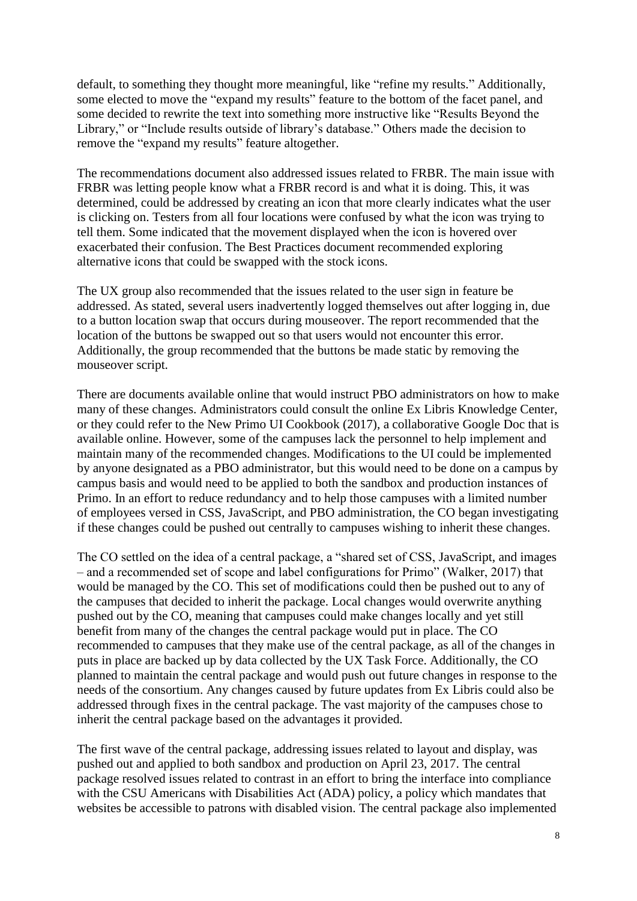default, to something they thought more meaningful, like "refine my results." Additionally, some elected to move the "expand my results" feature to the bottom of the facet panel, and some decided to rewrite the text into something more instructive like "Results Beyond the Library," or "Include results outside of library's database." Others made the decision to remove the "expand my results" feature altogether.

The recommendations document also addressed issues related to FRBR. The main issue with FRBR was letting people know what a FRBR record is and what it is doing. This, it was determined, could be addressed by creating an icon that more clearly indicates what the user is clicking on. Testers from all four locations were confused by what the icon was trying to tell them. Some indicated that the movement displayed when the icon is hovered over exacerbated their confusion. The Best Practices document recommended exploring alternative icons that could be swapped with the stock icons.

The UX group also recommended that the issues related to the user sign in feature be addressed. As stated, several users inadvertently logged themselves out after logging in, due to a button location swap that occurs during mouseover. The report recommended that the location of the buttons be swapped out so that users would not encounter this error. Additionally, the group recommended that the buttons be made static by removing the mouseover script.

There are documents available online that would instruct PBO administrators on how to make many of these changes. Administrators could consult the online Ex Libris Knowledge Center, or they could refer to the New Primo UI Cookbook (2017), a collaborative Google Doc that is available online. However, some of the campuses lack the personnel to help implement and maintain many of the recommended changes. Modifications to the UI could be implemented by anyone designated as a PBO administrator, but this would need to be done on a campus by campus basis and would need to be applied to both the sandbox and production instances of Primo. In an effort to reduce redundancy and to help those campuses with a limited number of employees versed in CSS, JavaScript, and PBO administration, the CO began investigating if these changes could be pushed out centrally to campuses wishing to inherit these changes.

The CO settled on the idea of a central package, a "shared set of CSS, JavaScript, and images – and a recommended set of scope and label configurations for Primo" (Walker, 2017) that would be managed by the CO. This set of modifications could then be pushed out to any of the campuses that decided to inherit the package. Local changes would overwrite anything pushed out by the CO, meaning that campuses could make changes locally and yet still benefit from many of the changes the central package would put in place. The CO recommended to campuses that they make use of the central package, as all of the changes in puts in place are backed up by data collected by the UX Task Force. Additionally, the CO planned to maintain the central package and would push out future changes in response to the needs of the consortium. Any changes caused by future updates from Ex Libris could also be addressed through fixes in the central package. The vast majority of the campuses chose to inherit the central package based on the advantages it provided.

The first wave of the central package, addressing issues related to layout and display, was pushed out and applied to both sandbox and production on April 23, 2017. The central package resolved issues related to contrast in an effort to bring the interface into compliance with the CSU Americans with Disabilities Act (ADA) policy, a policy which mandates that websites be accessible to patrons with disabled vision. The central package also implemented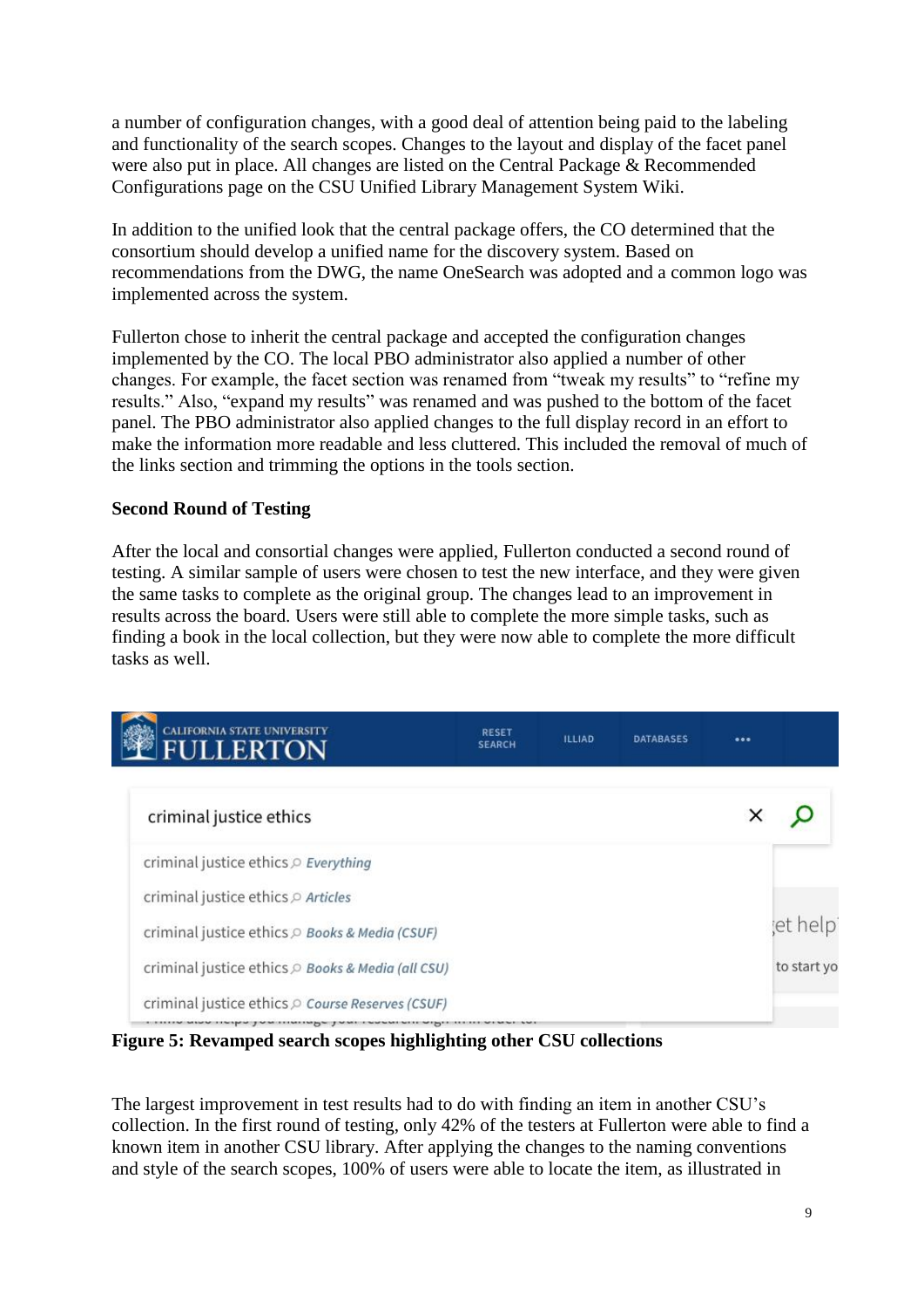a number of configuration changes, with a good deal of attention being paid to the labeling and functionality of the search scopes. Changes to the layout and display of the facet panel were also put in place. All changes are listed on the Central Package & Recommended Configurations page on the CSU Unified Library Management System Wiki.

In addition to the unified look that the central package offers, the CO determined that the consortium should develop a unified name for the discovery system. Based on recommendations from the DWG, the name OneSearch was adopted and a common logo was implemented across the system.

Fullerton chose to inherit the central package and accepted the configuration changes implemented by the CO. The local PBO administrator also applied a number of other changes. For example, the facet section was renamed from "tweak my results" to "refine my results." Also, "expand my results" was renamed and was pushed to the bottom of the facet panel. The PBO administrator also applied changes to the full display record in an effort to make the information more readable and less cluttered. This included the removal of much of the links section and trimming the options in the tools section.

**Second Round of Testing**

After the local and consortial changes were applied, Fullerton conducted a second round of testing. A similar sample of users were chosen to test the new interface, and they were given the same tasks to complete as the original group. The changes lead to an improvement in results across the board. Users were still able to complete the more simple tasks, such as finding a book in the local collection, but they were now able to complete the more difficult tasks as well.

**Figure 5: Revamped search scopes highlighting other CSU collections**

The largest improvement in test results had to do with finding an item in another CSU's collection. In the first round of testing, only 42% of the testers at Fullerton were able to find a known item in another CSU library. After applying the changes to the naming conventions and style of the search scopes, 100% of users were able to locate the item, as illustrated in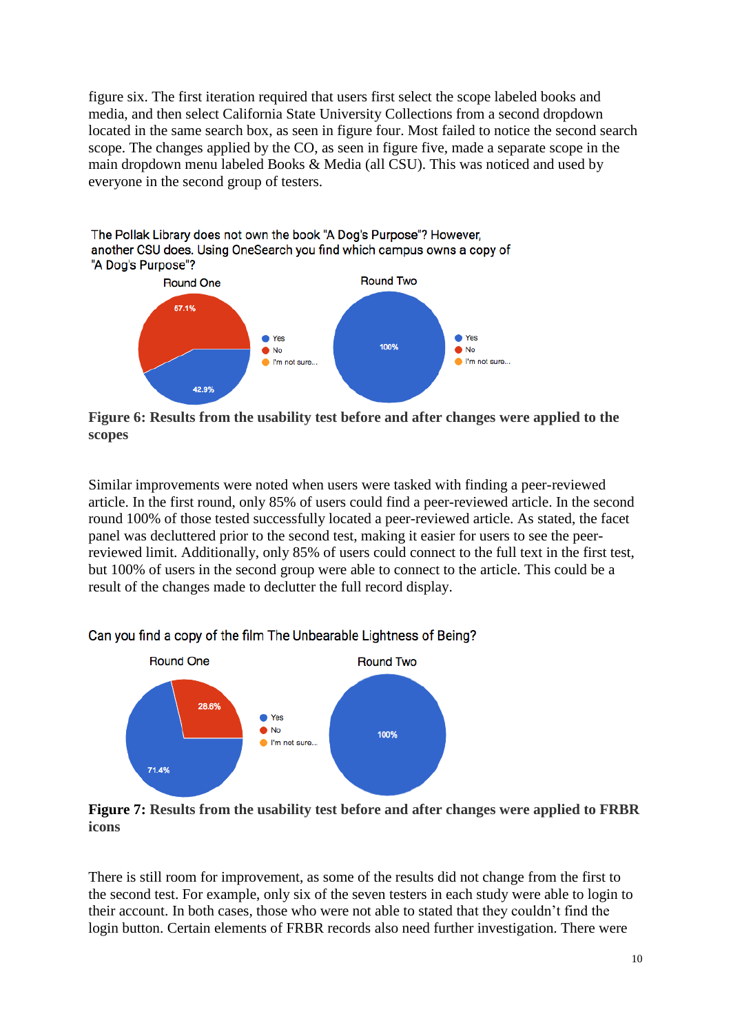figure six. The first iteration required that users first select the scope labeled books and media, and then select California State University Collections from a second dropdown located in the same search box, as seen in figure four. Most failed to notice the second search scope. The changes applied by the CO, as seen in figure five, made a separate scope in the main dropdown menu labeled Books & Media (all CSU). This was noticed and used by everyone in the second group of testers.

**Figure 6: Results from the usability test before and after changes were applied to the scopes**

Similar improvements were noted when users were tasked with finding a peer-reviewed article. In the first round, only 85% of users could find a peer-reviewed article. In the second round 100% of those tested successfully located a peer-reviewed article. As stated, the facet panel was decluttered prior to the second test, making it easier for users to see the peer-reviewed limit. Additionally, only 85% of users could connect to the full text in the first test, but 100% of users in the second group were able to connect to the article. This could be a result of the changes made to declutter the full record display.

**Figure 7: Results from the usability test before and after changes were applied to FRBR icons**

There is still room for improvement, as some of the results did not change from the first to the second test. For example, only six of the seven testers in each study were able to login to their account. In both cases, those who were not able to stated that they couldn't find the login button. Certain elements of FRBR records also need further investigation. There were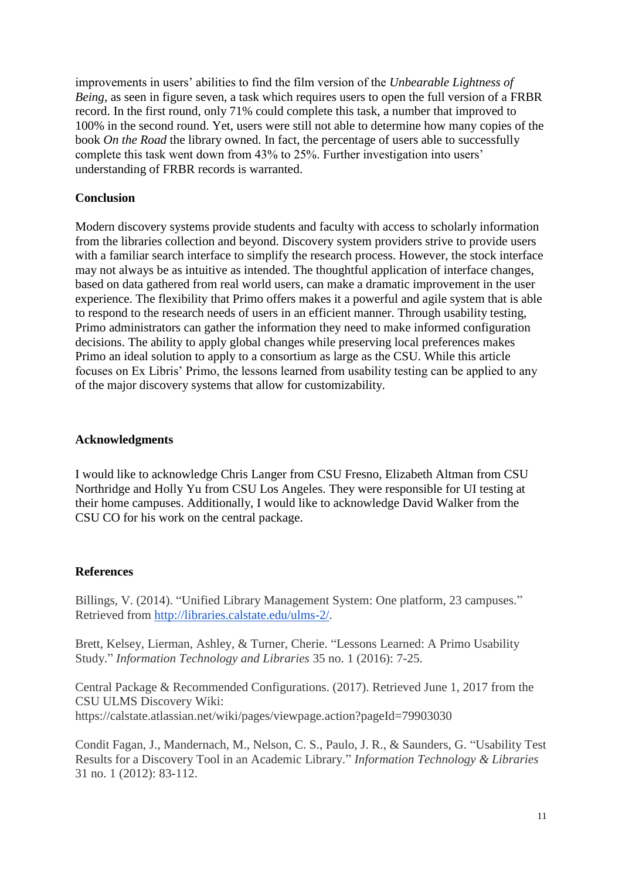improvements in users' abilities to find the film version of the *Unbearable Lightness of Being*, as seen in figure seven, a task which requires users to open the full version of a FRBR record. In the first round, only 71% could complete this task, a number that improved to 100% in the second round. Yet, users were still not able to determine how many copies of the book *On the Road* the library owned. In fact, the percentage of users able to successfully complete this task went down from 43% to 25%. Further investigation into users' understanding of FRBR records is warranted.

## Conclusion

Modern discovery systems provide students and faculty with access to scholarly information from the libraries collection and beyond. Discovery system providers strive to provide users with a familiar search interface to simplify the research process. However, the stock interface may not always be as intuitive as intended. The thoughtful application of interface changes, based on data gathered from real world users, can make a dramatic improvement in the user experience. The flexibility that Primo offers makes it a powerful and agile system that is able to respond to the research needs of users in an efficient manner. Through usability testing, Primo administrators can gather the information they need to make informed configuration decisions. The ability to apply global changes while preserving local preferences makes Primo an ideal solution to apply to a consortium as large as the CSU. While this article focuses on Ex Libris' Primo, the lessons learned from usability testing can be applied to any of the major discovery systems that allow for customizability.

## Acknowledgments

I would like to acknowledge Chris Langer from CSU Fresno, Elizabeth Altman from CSU Northridge and Holly Yu from CSU Los Angeles. They were responsible for UI testing at their home campuses. Additionally, I would like to acknowledge David Walker from the CSU CO for his work on the central package.

## References

Billings, V. (2014). "Unified Library Management System: One platform, 23 campuses." Retrieved from [http://libraries.calstate.edu/ulms-2/](http://libraries.calstate.edu/ulms-2/).

Brett, Kelsey, Lierman, Ashley, & Turner, Cherie. "Lessons Learned: A Primo Usability Study." *Information Technology and Libraries* 35 no. 1 (2016): 7-25.

Central Package & Recommended Configurations. (2017). Retrieved June 1, 2017 from the CSU ULMS Discovery Wiki: https://calstate.atlassian.net/wiki/pages/viewpage.action?pageId=79903030

Condit Fagan, J., Mandernach, M., Nelson, C. S., Paulo, J. R., & Saunders, G. "Usability Test Results for a Discovery Tool in an Academic Library." *Information Technology & Libraries* 31 no. 1 (2012): 83-112.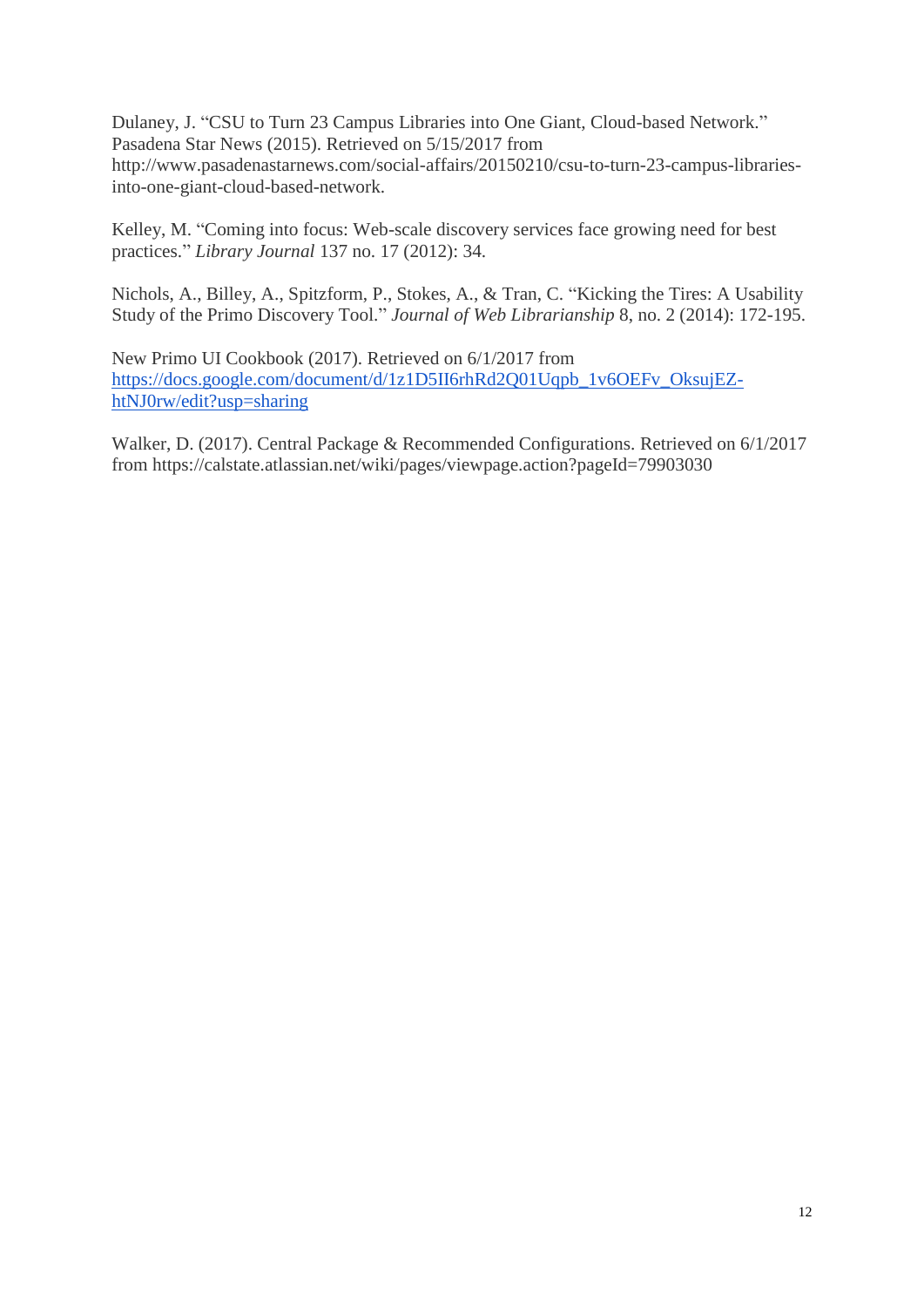Dulaney, J. "CSU to Turn 23 Campus Libraries into One Giant, Cloud-based Network." Pasadena Star News (2015). Retrieved on 5/15/2017 from http://www.pasadenastarnews.com/social-affairs/20150210/csu-to-turn-23-campus-libraries-into-one-giant-cloud-based-network.

Kelley, M. "Coming into focus: Web-scale discovery services face growing need for best practices." *Library Journal* 137 no. 17 (2012): 34.

Nichols, A., Billey, A., Spitzform, P., Stokes, A., & Tran, C. "Kicking the Tires: A Usability Study of the Primo Discovery Tool." *Journal of Web Librarianship* 8, no. 2 (2014): 172-195.

New Primo UI Cookbook (2017). Retrieved on 6/1/2017 from [https://docs.google.com/document/d/1z1D5II6rhRd2Q01Uqpb_1v6OEFv_OksujEZ-htNJ0rw/edit?usp=sharing](https://docs.google.com/document/d/1z1D5II6rhRd2Q01Uqpb_1v6OEFv_OksujEZ-htNJ0rw/edit?usp=sharing)

Walker, D. (2017). Central Package & Recommended Configurations. Retrieved on 6/1/2017 from https://calstate.atlassian.net/wiki/pages/viewpage.action?pageId=79903030